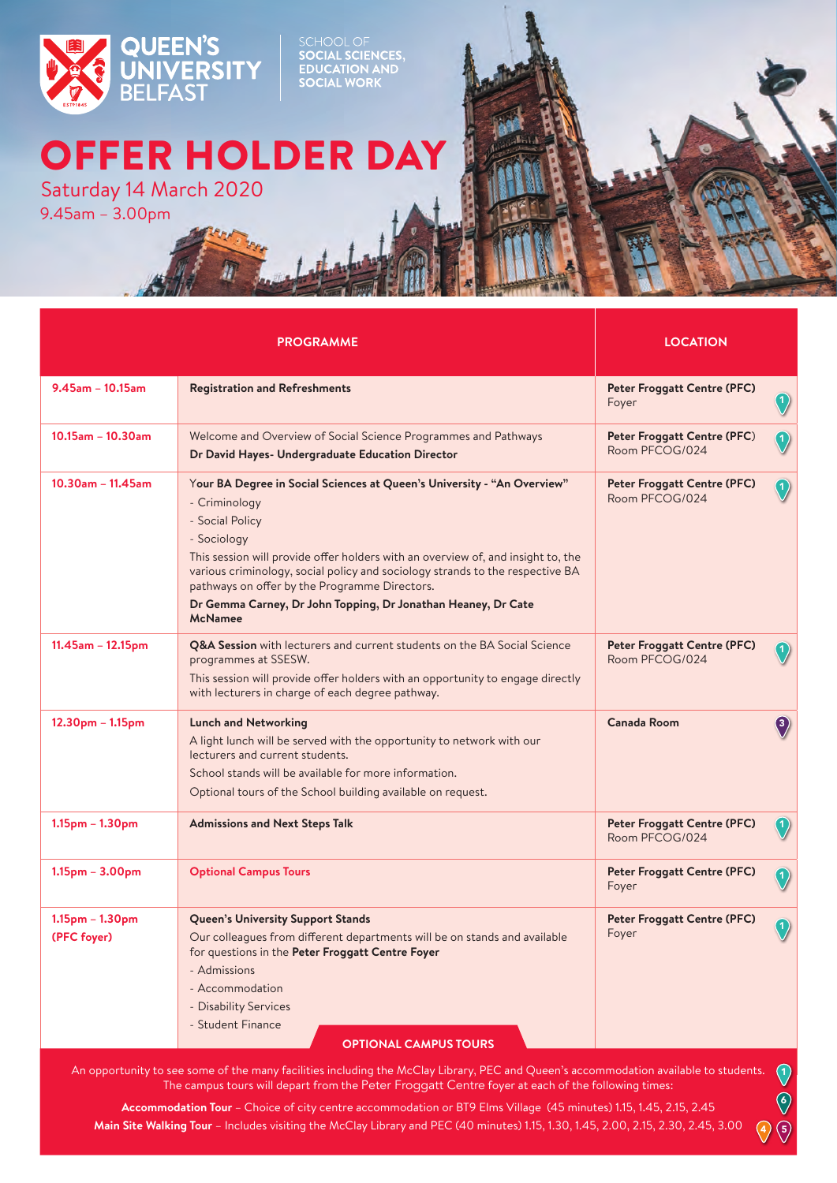QUEEN'S UNIVERSITY BELFAST

SCHOOL OF SOCIAL SCIENCES, EDUCATION AND SOCIAL WORK

# OFFER HOLDER DAY

Saturday 14 March 2020

9.45am – 3.00pm

| | PROGRAMME | LOCATION |
|---|---|---|
| 9.45am – 10.15am | **Registration and Refreshments** | **Peter Froggatt Centre (PFC)** Foyer (1) |
| 10.15am – 10.30am | Welcome and Overview of Social Science Programmes and Pathways<br>**Dr David Hayes- Undergraduate Education Director** | **Peter Froggatt Centre (PFC)** Room PFCOG/024 (1) |
| 10.30am – 11.45am | **Your BA Degree in Social Sciences at Queen's University - "An Overview"**<br>- Criminology<br>- Social Policy<br>- Sociology<br>This session will provide offer holders with an overview of, and insight to, the various criminology, social policy and sociology strands to the respective BA pathways on offer by the Programme Directors.<br>**Dr Gemma Carney, Dr John Topping, Dr Jonathan Heaney, Dr Cate McNamee** | **Peter Froggatt Centre (PFC)** Room PFCOG/024 (1) |
| 11.45am – 12.15pm | **Q&A Session** with lecturers and current students on the BA Social Science programmes at SSESW.<br>This session will provide offer holders with an opportunity to engage directly with lecturers in charge of each degree pathway. | **Peter Froggatt Centre (PFC)** Room PFCOG/024 (1) |
| 12.30pm – 1.15pm | **Lunch and Networking**<br>A light lunch will be served with the opportunity to network with our lecturers and current students.<br>School stands will be available for more information.<br>Optional tours of the School building available on request. | **Canada Room** (3) |
| 1.15pm – 1.30pm | **Admissions and Next Steps Talk** | **Peter Froggatt Centre (PFC)** Room PFCOG/024 (1) |
| 1.15pm – 3.00pm | **Optional Campus Tours** | **Peter Froggatt Centre (PFC)** Foyer (1) |
| 1.15pm – 1.30pm (PFC foyer) | **Queen's University Support Stands**<br>Our colleagues from different departments will be on stands and available for questions in the **Peter Froggatt Centre Foyer**<br>- Admissions<br>- Accommodation<br>- Disability Services<br>- Student Finance | **Peter Froggatt Centre (PFC)** Foyer (1) |

## OPTIONAL CAMPUS TOURS

An opportunity to see some of the many facilities including the McClay Library, PEC and Queen's accommodation available to students. The campus tours will depart from the Peter Froggatt Centre foyer at each of the following times: (1)

**Accommodation Tour** – Choice of city centre accommodation or BT9 Elms Village (45 minutes) 1.15, 1.45, 2.15, 2.45 (6)

**Main Site Walking Tour** – Includes visiting the McClay Library and PEC (40 minutes) 1.15, 1.30, 1.45, 2.00, 2.15, 2.30, 2.45, 3.00 (4) (5)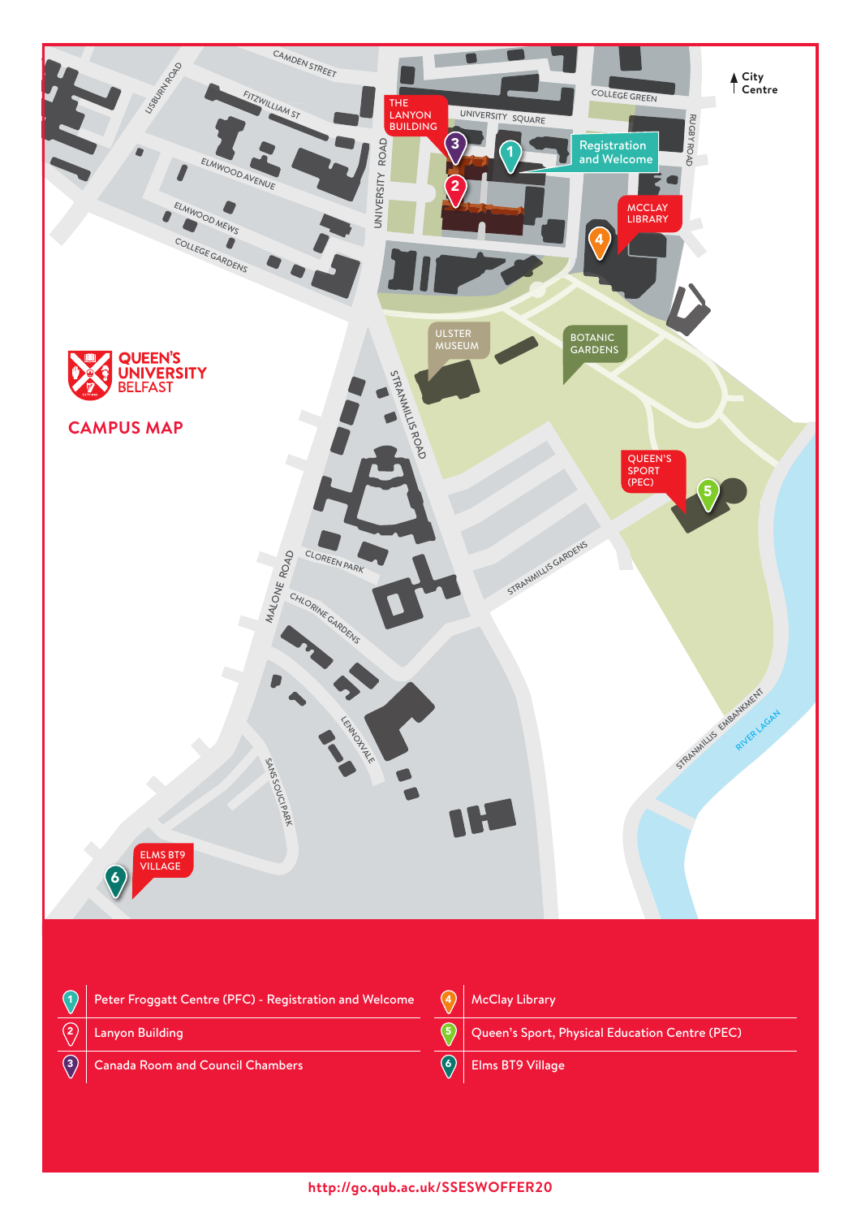# QUEEN'S UNIVERSITY BELFAST

## CAMPUS MAP

City Centre

CAMDEN STREET
LISBURN ROAD
FITZWILLIAM ST
ELMWOOD AVENUE
ELMWOOD MEWS
COLLEGE GARDENS
UNIVERSITY ROAD
UNIVERSITY SQUARE
COLLEGE GREEN
RUGBY ROAD
THE LANYON BUILDING
Registration and Welcome
MCCLAY LIBRARY
ULSTER MUSEUM
BOTANIC GARDENS
STRANMILLIS ROAD
QUEEN'S SPORT (PEC)
MALONE ROAD
CLOREEN PARK
CHLORINE GARDENS
STRANMILLIS GARDENS
LENNOXVALE
SANS SOUCI PARK
STRANMILLIS EMBANKMENT
RIVER LAGAN
ELMS BT9 VILLAGE

| | | | |
|---|---|---|---|
| 1 | Peter Froggatt Centre (PFC) - Registration and Welcome | 4 | McClay Library |
| 2 | Lanyon Building | 5 | Queen's Sport, Physical Education Centre (PEC) |
| 3 | Canada Room and Council Chambers | 6 | Elms BT9 Village |

http://go.qub.ac.uk/SSESWOFFER20